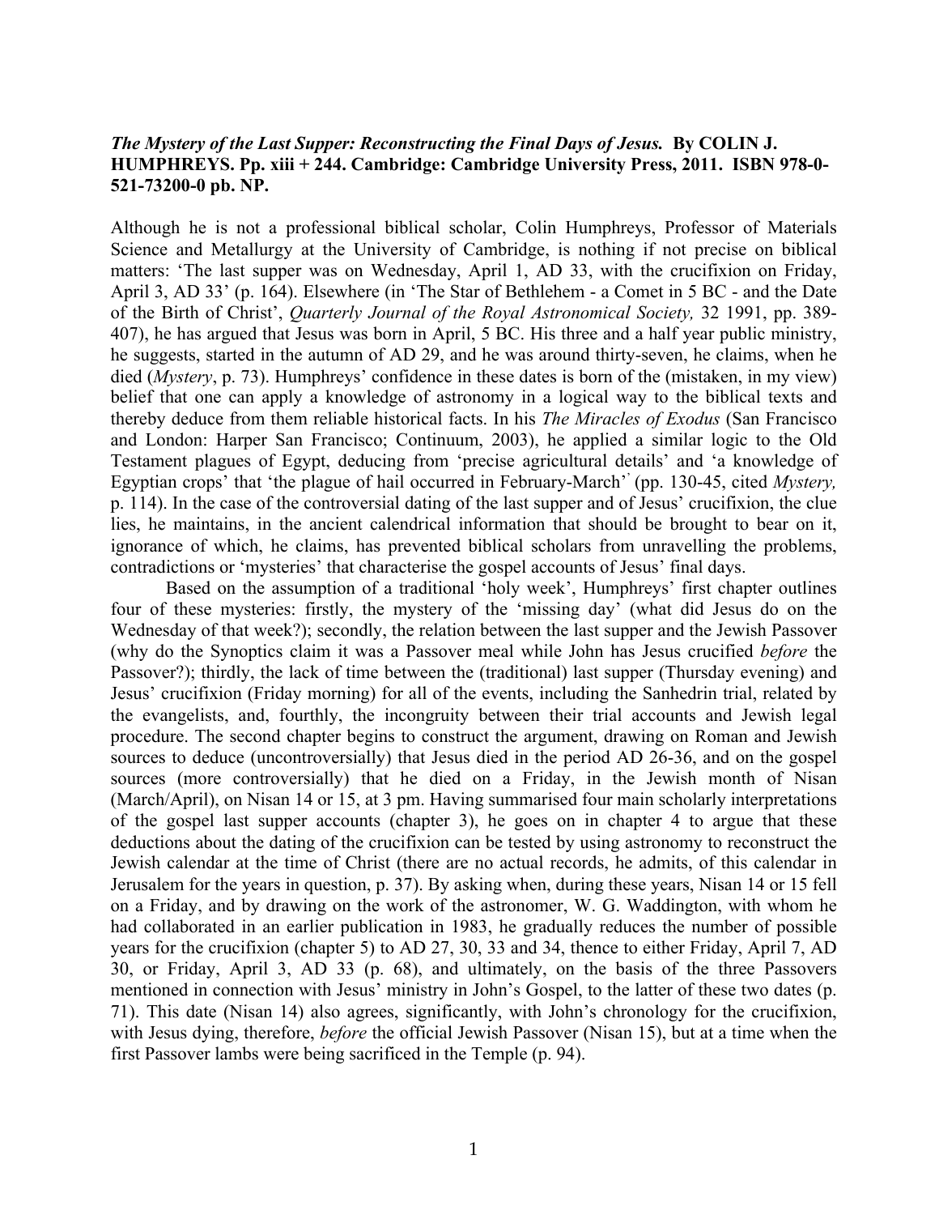***The Mystery of the Last Supper: Reconstructing the Final Days of Jesus.*** **By COLIN J. HUMPHREYS. Pp. xiii + 244. Cambridge: Cambridge University Press, 2011. ISBN 978-0-521-73200-0 pb. NP.**

Although he is not a professional biblical scholar, Colin Humphreys, Professor of Materials Science and Metallurgy at the University of Cambridge, is nothing if not precise on biblical matters: 'The last supper was on Wednesday, April 1, AD 33, with the crucifixion on Friday, April 3, AD 33' (p. 164). Elsewhere (in 'The Star of Bethlehem - a Comet in 5 BC - and the Date of the Birth of Christ', *Quarterly Journal of the Royal Astronomical Society,* 32 1991, pp. 389-407), he has argued that Jesus was born in April, 5 BC. His three and a half year public ministry, he suggests, started in the autumn of AD 29, and he was around thirty-seven, he claims, when he died (*Mystery*, p. 73). Humphreys' confidence in these dates is born of the (mistaken, in my view) belief that one can apply a knowledge of astronomy in a logical way to the biblical texts and thereby deduce from them reliable historical facts. In his *The Miracles of Exodus* (San Francisco and London: Harper San Francisco; Continuum, 2003), he applied a similar logic to the Old Testament plagues of Egypt, deducing from 'precise agricultural details' and 'a knowledge of Egyptian crops' that 'the plague of hail occurred in February-March'' (pp. 130-45, cited *Mystery,* p. 114). In the case of the controversial dating of the last supper and of Jesus' crucifixion, the clue lies, he maintains, in the ancient calendrical information that should be brought to bear on it, ignorance of which, he claims, has prevented biblical scholars from unravelling the problems, contradictions or 'mysteries' that characterise the gospel accounts of Jesus' final days.

Based on the assumption of a traditional 'holy week', Humphreys' first chapter outlines four of these mysteries: firstly, the mystery of the 'missing day' (what did Jesus do on the Wednesday of that week?); secondly, the relation between the last supper and the Jewish Passover (why do the Synoptics claim it was a Passover meal while John has Jesus crucified *before* the Passover?); thirdly, the lack of time between the (traditional) last supper (Thursday evening) and Jesus' crucifixion (Friday morning) for all of the events, including the Sanhedrin trial, related by the evangelists, and, fourthly, the incongruity between their trial accounts and Jewish legal procedure. The second chapter begins to construct the argument, drawing on Roman and Jewish sources to deduce (uncontroversially) that Jesus died in the period AD 26-36, and on the gospel sources (more controversially) that he died on a Friday, in the Jewish month of Nisan (March/April), on Nisan 14 or 15, at 3 pm. Having summarised four main scholarly interpretations of the gospel last supper accounts (chapter 3), he goes on in chapter 4 to argue that these deductions about the dating of the crucifixion can be tested by using astronomy to reconstruct the Jewish calendar at the time of Christ (there are no actual records, he admits, of this calendar in Jerusalem for the years in question, p. 37). By asking when, during these years, Nisan 14 or 15 fell on a Friday, and by drawing on the work of the astronomer, W. G. Waddington, with whom he had collaborated in an earlier publication in 1983, he gradually reduces the number of possible years for the crucifixion (chapter 5) to AD 27, 30, 33 and 34, thence to either Friday, April 7, AD 30, or Friday, April 3, AD 33 (p. 68), and ultimately, on the basis of the three Passovers mentioned in connection with Jesus' ministry in John's Gospel, to the latter of these two dates (p. 71). This date (Nisan 14) also agrees, significantly, with John's chronology for the crucifixion, with Jesus dying, therefore, *before* the official Jewish Passover (Nisan 15), but at a time when the first Passover lambs were being sacrificed in the Temple (p. 94).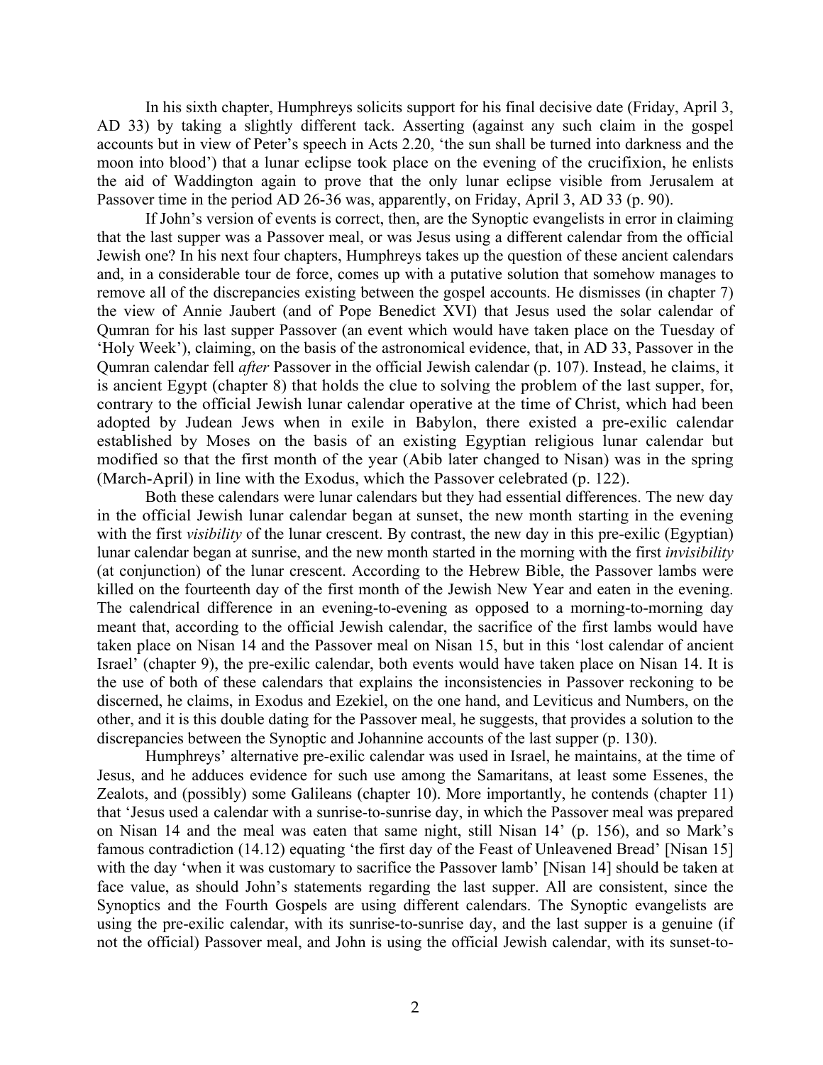In his sixth chapter, Humphreys solicits support for his final decisive date (Friday, April 3, AD 33) by taking a slightly different tack. Asserting (against any such claim in the gospel accounts but in view of Peter's speech in Acts 2.20, 'the sun shall be turned into darkness and the moon into blood') that a lunar eclipse took place on the evening of the crucifixion, he enlists the aid of Waddington again to prove that the only lunar eclipse visible from Jerusalem at Passover time in the period AD 26-36 was, apparently, on Friday, April 3, AD 33 (p. 90).

If John's version of events is correct, then, are the Synoptic evangelists in error in claiming that the last supper was a Passover meal, or was Jesus using a different calendar from the official Jewish one? In his next four chapters, Humphreys takes up the question of these ancient calendars and, in a considerable tour de force, comes up with a putative solution that somehow manages to remove all of the discrepancies existing between the gospel accounts. He dismisses (in chapter 7) the view of Annie Jaubert (and of Pope Benedict XVI) that Jesus used the solar calendar of Qumran for his last supper Passover (an event which would have taken place on the Tuesday of 'Holy Week'), claiming, on the basis of the astronomical evidence, that, in AD 33, Passover in the Qumran calendar fell *after* Passover in the official Jewish calendar (p. 107). Instead, he claims, it is ancient Egypt (chapter 8) that holds the clue to solving the problem of the last supper, for, contrary to the official Jewish lunar calendar operative at the time of Christ, which had been adopted by Judean Jews when in exile in Babylon, there existed a pre-exilic calendar established by Moses on the basis of an existing Egyptian religious lunar calendar but modified so that the first month of the year (Abib later changed to Nisan) was in the spring (March-April) in line with the Exodus, which the Passover celebrated (p. 122).

Both these calendars were lunar calendars but they had essential differences. The new day in the official Jewish lunar calendar began at sunset, the new month starting in the evening with the first *visibility* of the lunar crescent. By contrast, the new day in this pre-exilic (Egyptian) lunar calendar began at sunrise, and the new month started in the morning with the first *invisibility* (at conjunction) of the lunar crescent. According to the Hebrew Bible, the Passover lambs were killed on the fourteenth day of the first month of the Jewish New Year and eaten in the evening. The calendrical difference in an evening-to-evening as opposed to a morning-to-morning day meant that, according to the official Jewish calendar, the sacrifice of the first lambs would have taken place on Nisan 14 and the Passover meal on Nisan 15, but in this 'lost calendar of ancient Israel' (chapter 9), the pre-exilic calendar, both events would have taken place on Nisan 14. It is the use of both of these calendars that explains the inconsistencies in Passover reckoning to be discerned, he claims, in Exodus and Ezekiel, on the one hand, and Leviticus and Numbers, on the other, and it is this double dating for the Passover meal, he suggests, that provides a solution to the discrepancies between the Synoptic and Johannine accounts of the last supper (p. 130).

Humphreys' alternative pre-exilic calendar was used in Israel, he maintains, at the time of Jesus, and he adduces evidence for such use among the Samaritans, at least some Essenes, the Zealots, and (possibly) some Galileans (chapter 10). More importantly, he contends (chapter 11) that 'Jesus used a calendar with a sunrise-to-sunrise day, in which the Passover meal was prepared on Nisan 14 and the meal was eaten that same night, still Nisan 14' (p. 156), and so Mark's famous contradiction (14.12) equating 'the first day of the Feast of Unleavened Bread' [Nisan 15] with the day 'when it was customary to sacrifice the Passover lamb' [Nisan 14] should be taken at face value, as should John's statements regarding the last supper. All are consistent, since the Synoptics and the Fourth Gospels are using different calendars. The Synoptic evangelists are using the pre-exilic calendar, with its sunrise-to-sunrise day, and the last supper is a genuine (if not the official) Passover meal, and John is using the official Jewish calendar, with its sunset-to-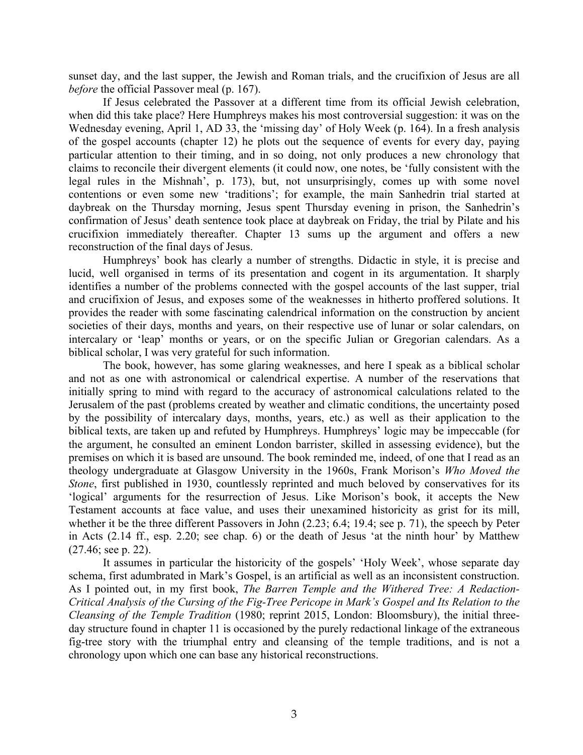sunset day, and the last supper, the Jewish and Roman trials, and the crucifixion of Jesus are all *before* the official Passover meal (p. 167).

If Jesus celebrated the Passover at a different time from its official Jewish celebration, when did this take place? Here Humphreys makes his most controversial suggestion: it was on the Wednesday evening, April 1, AD 33, the 'missing day' of Holy Week (p. 164). In a fresh analysis of the gospel accounts (chapter 12) he plots out the sequence of events for every day, paying particular attention to their timing, and in so doing, not only produces a new chronology that claims to reconcile their divergent elements (it could now, one notes, be 'fully consistent with the legal rules in the Mishnah', p. 173), but, not unsurprisingly, comes up with some novel contentions or even some new 'traditions'; for example, the main Sanhedrin trial started at daybreak on the Thursday morning, Jesus spent Thursday evening in prison, the Sanhedrin's confirmation of Jesus' death sentence took place at daybreak on Friday, the trial by Pilate and his crucifixion immediately thereafter. Chapter 13 sums up the argument and offers a new reconstruction of the final days of Jesus.

Humphreys' book has clearly a number of strengths. Didactic in style, it is precise and lucid, well organised in terms of its presentation and cogent in its argumentation. It sharply identifies a number of the problems connected with the gospel accounts of the last supper, trial and crucifixion of Jesus, and exposes some of the weaknesses in hitherto proffered solutions. It provides the reader with some fascinating calendrical information on the construction by ancient societies of their days, months and years, on their respective use of lunar or solar calendars, on intercalary or 'leap' months or years, or on the specific Julian or Gregorian calendars. As a biblical scholar, I was very grateful for such information.

The book, however, has some glaring weaknesses, and here I speak as a biblical scholar and not as one with astronomical or calendrical expertise. A number of the reservations that initially spring to mind with regard to the accuracy of astronomical calculations related to the Jerusalem of the past (problems created by weather and climatic conditions, the uncertainty posed by the possibility of intercalary days, months, years, etc.) as well as their application to the biblical texts, are taken up and refuted by Humphreys. Humphreys' logic may be impeccable (for the argument, he consulted an eminent London barrister, skilled in assessing evidence), but the premises on which it is based are unsound. The book reminded me, indeed, of one that I read as an theology undergraduate at Glasgow University in the 1960s, Frank Morison's *Who Moved the Stone*, first published in 1930, countlessly reprinted and much beloved by conservatives for its 'logical' arguments for the resurrection of Jesus. Like Morison's book, it accepts the New Testament accounts at face value, and uses their unexamined historicity as grist for its mill, whether it be the three different Passovers in John (2.23; 6.4; 19.4; see p. 71), the speech by Peter in Acts (2.14 ff., esp. 2.20; see chap. 6) or the death of Jesus 'at the ninth hour' by Matthew (27.46; see p. 22).

It assumes in particular the historicity of the gospels' 'Holy Week', whose separate day schema, first adumbrated in Mark's Gospel, is an artificial as well as an inconsistent construction. As I pointed out, in my first book, *The Barren Temple and the Withered Tree: A Redaction-Critical Analysis of the Cursing of the Fig-Tree Pericope in Mark's Gospel and Its Relation to the Cleansing of the Temple Tradition* (1980; reprint 2015, London: Bloomsbury), the initial three-day structure found in chapter 11 is occasioned by the purely redactional linkage of the extraneous fig-tree story with the triumphal entry and cleansing of the temple traditions, and is not a chronology upon which one can base any historical reconstructions.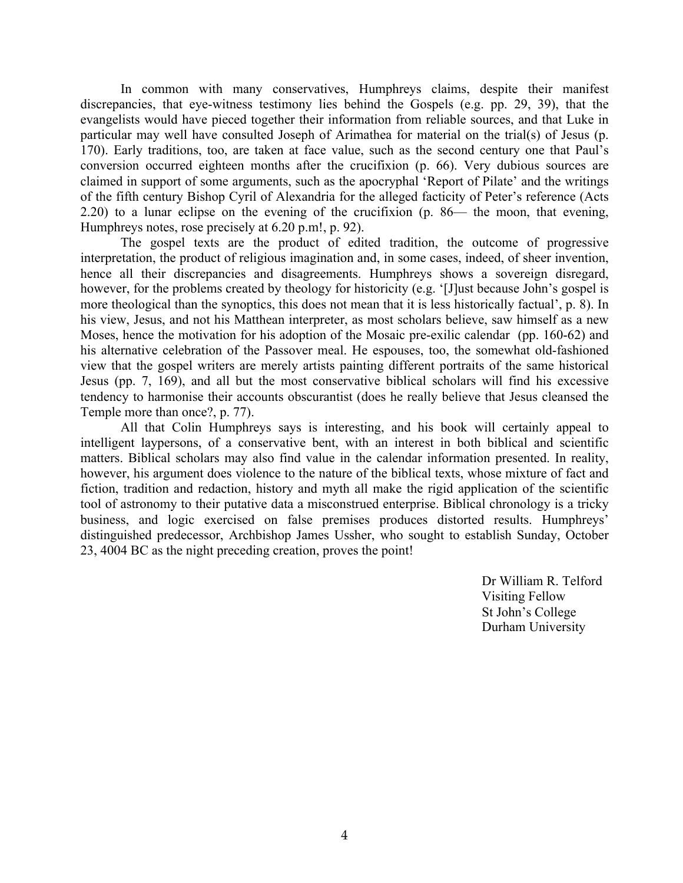In common with many conservatives, Humphreys claims, despite their manifest discrepancies, that eye-witness testimony lies behind the Gospels (e.g. pp. 29, 39), that the evangelists would have pieced together their information from reliable sources, and that Luke in particular may well have consulted Joseph of Arimathea for material on the trial(s) of Jesus (p. 170). Early traditions, too, are taken at face value, such as the second century one that Paul's conversion occurred eighteen months after the crucifixion (p. 66). Very dubious sources are claimed in support of some arguments, such as the apocryphal 'Report of Pilate' and the writings of the fifth century Bishop Cyril of Alexandria for the alleged facticity of Peter's reference (Acts 2.20) to a lunar eclipse on the evening of the crucifixion (p. 86— the moon, that evening, Humphreys notes, rose precisely at 6.20 p.m!, p. 92).

The gospel texts are the product of edited tradition, the outcome of progressive interpretation, the product of religious imagination and, in some cases, indeed, of sheer invention, hence all their discrepancies and disagreements. Humphreys shows a sovereign disregard, however, for the problems created by theology for historicity (e.g. '[J]ust because John's gospel is more theological than the synoptics, this does not mean that it is less historically factual', p. 8). In his view, Jesus, and not his Matthean interpreter, as most scholars believe, saw himself as a new Moses, hence the motivation for his adoption of the Mosaic pre-exilic calendar (pp. 160-62) and his alternative celebration of the Passover meal. He espouses, too, the somewhat old-fashioned view that the gospel writers are merely artists painting different portraits of the same historical Jesus (pp. 7, 169), and all but the most conservative biblical scholars will find his excessive tendency to harmonise their accounts obscurantist (does he really believe that Jesus cleansed the Temple more than once?, p. 77).

All that Colin Humphreys says is interesting, and his book will certainly appeal to intelligent laypersons, of a conservative bent, with an interest in both biblical and scientific matters. Biblical scholars may also find value in the calendar information presented. In reality, however, his argument does violence to the nature of the biblical texts, whose mixture of fact and fiction, tradition and redaction, history and myth all make the rigid application of the scientific tool of astronomy to their putative data a misconstrued enterprise. Biblical chronology is a tricky business, and logic exercised on false premises produces distorted results. Humphreys' distinguished predecessor, Archbishop James Ussher, who sought to establish Sunday, October 23, 4004 BC as the night preceding creation, proves the point!

Dr William R. Telford
Visiting Fellow
St John's College
Durham University